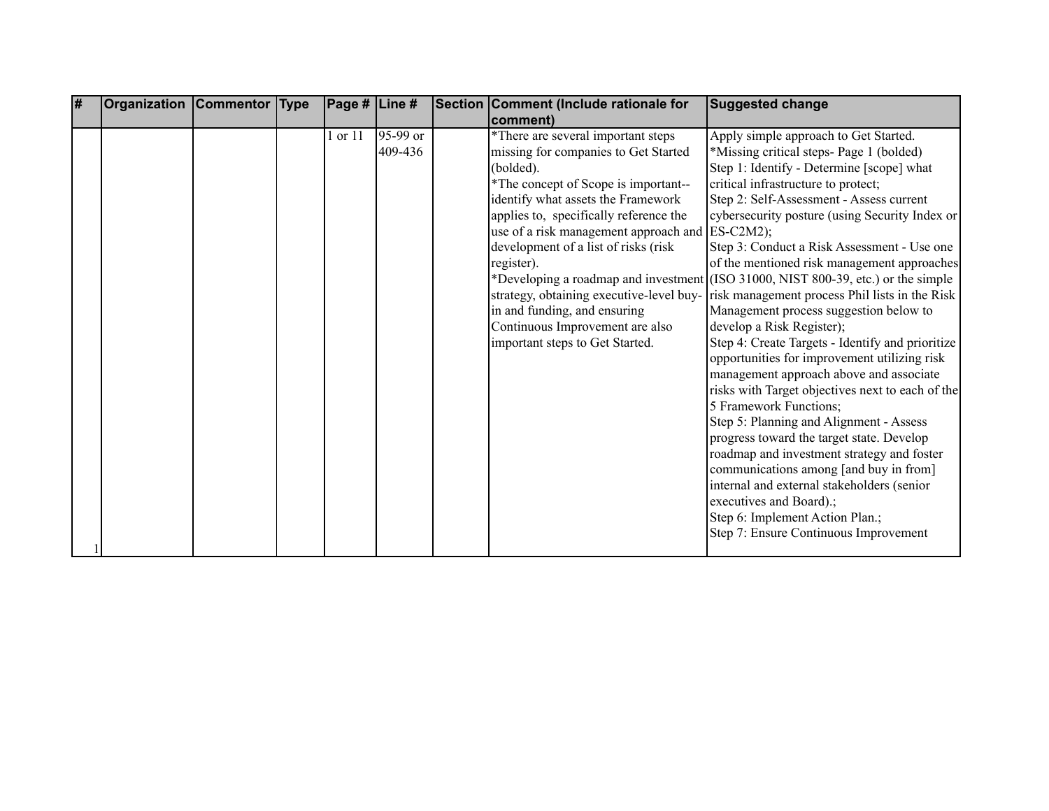| # | Organization | Commentor | Type | Page # | Line # | Section | Comment (Include rationale for comment) | Suggested change |
|---|---|---|---|---|---|---|---|---|
| 1 | | | | 1 or 11 | 95-99 or 409-436 | | *There are several important steps missing for companies to Get Started (bolded).<br>*The concept of Scope is important--identify what assets the Framework applies to, specifically reference the use of a risk management approach and development of a list of risks (risk register).<br>*Developing a roadmap and investment strategy, obtaining executive-level buy-in and funding, and ensuring Continuous Improvement are also important steps to Get Started. | Apply simple approach to Get Started.<br>*Missing critical steps- Page 1 (bolded)<br>Step 1: Identify - Determine [scope] what critical infrastructure to protect;<br>Step 2: Self-Assessment - Assess current cybersecurity posture (using Security Index or ES-C2M2);<br>Step 3: Conduct a Risk Assessment - Use one of the mentioned risk management approaches (ISO 31000, NIST 800-39, etc.) or the simple risk management process Phil lists in the Risk Management process suggestion below to develop a Risk Register);<br>Step 4: Create Targets - Identify and prioritize opportunities for improvement utilizing risk management approach above and associate risks with Target objectives next to each of the 5 Framework Functions;<br>Step 5: Planning and Alignment - Assess progress toward the target state. Develop roadmap and investment strategy and foster communications among [and buy in from] internal and external stakeholders (senior executives and Board).;<br>Step 6: Implement Action Plan.;<br>Step 7: Ensure Continuous Improvement |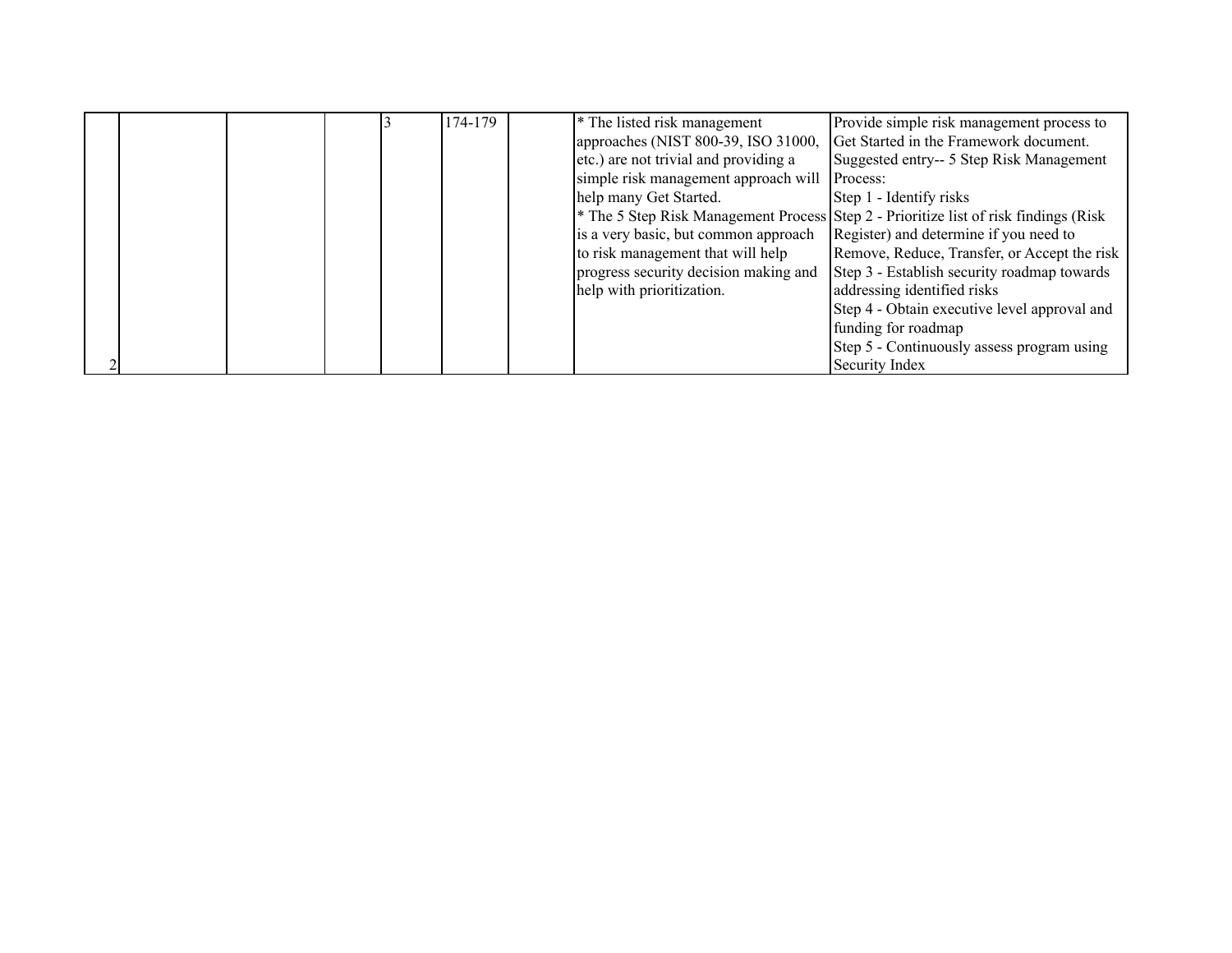| | | | | | | | | |
|---|---|---|---|---|---|---|---|---|
| 2 | | | | 3 | 174-179 | | * The listed risk management approaches (NIST 800-39, ISO 31000, etc.) are not trivial and providing a simple risk management approach will help many Get Started.<br>* The 5 Step Risk Management Process is a very basic, but common approach to risk management that will help progress security decision making and help with prioritization. | Provide simple risk management process to Get Started in the Framework document.<br>Suggested entry-- 5 Step Risk Management Process:<br>Step 1 - Identify risks<br>Step 2 - Prioritize list of risk findings (Risk Register) and determine if you need to Remove, Reduce, Transfer, or Accept the risk<br>Step 3 - Establish security roadmap towards addressing identified risks<br>Step 4 - Obtain executive level approval and funding for roadmap<br>Step 5 - Continuously assess program using Security Index |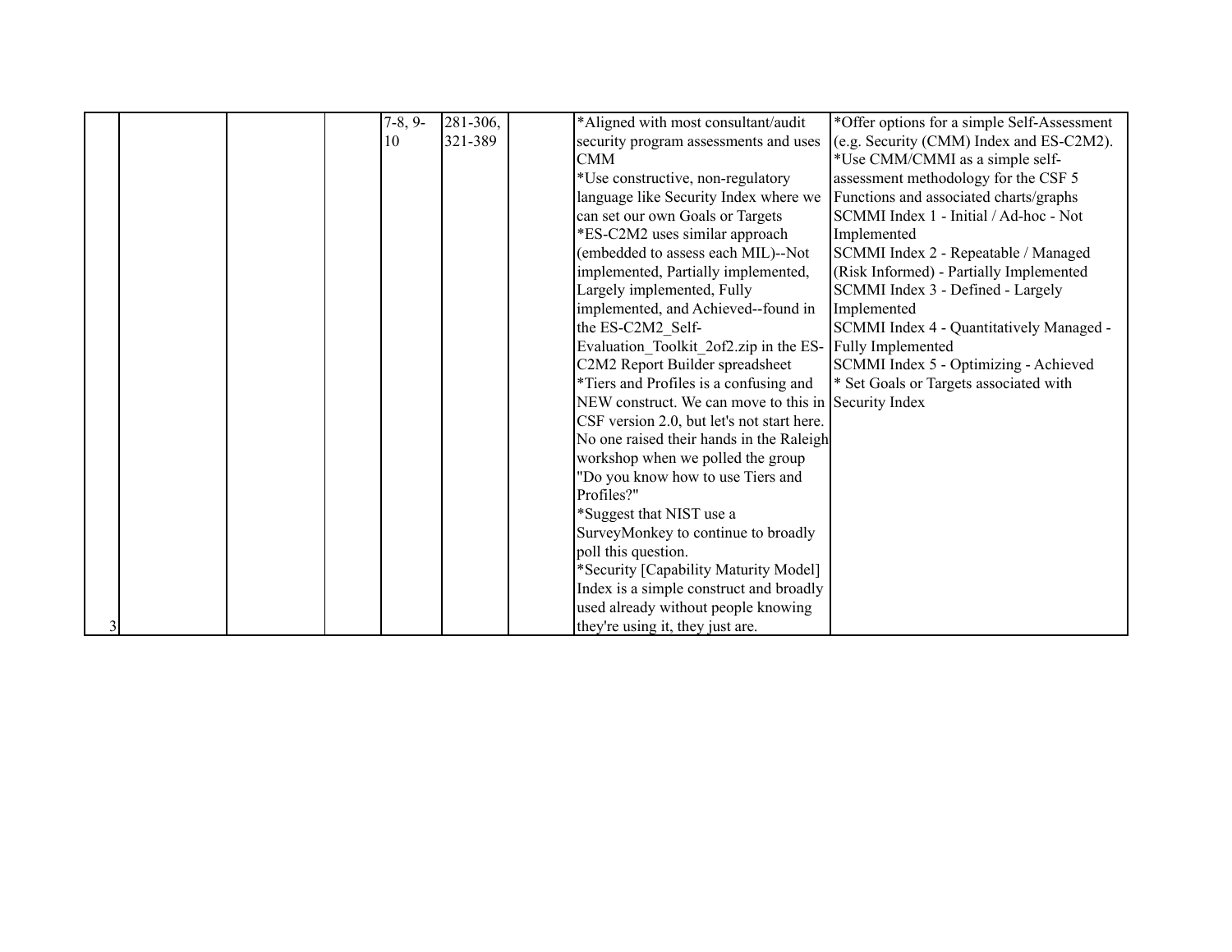| 3 | | | | 7-8, 9-10 | 281-306, 321-389 | | *Aligned with most consultant/audit security program assessments and uses CMM<br>*Use constructive, non-regulatory language like Security Index where we can set our own Goals or Targets<br>*ES-C2M2 uses similar approach (embedded to assess each MIL)--Not implemented, Partially implemented, Largely implemented, Fully implemented, and Achieved--found in the ES-C2M2_Self-Evaluation_Toolkit_2of2.zip in the ES-C2M2 Report Builder spreadsheet<br>*Tiers and Profiles is a confusing and NEW construct. We can move to this in CSF version 2.0, but let's not start here. No one raised their hands in the Raleigh workshop when we polled the group "Do you know how to use Tiers and Profiles?"<br>*Suggest that NIST use a SurveyMonkey to continue to broadly poll this question.<br>*Security [Capability Maturity Model] Index is a simple construct and broadly used already without people knowing they're using it, they just are. | *Offer options for a simple Self-Assessment (e.g. Security (CMM) Index and ES-C2M2).<br>*Use CMM/CMMI as a simple self-assessment methodology for the CSF 5 Functions and associated charts/graphs<br>SCMMI Index 1 - Initial / Ad-hoc - Not Implemented<br>SCMMI Index 2 - Repeatable / Managed (Risk Informed) - Partially Implemented<br>SCMMI Index 3 - Defined - Largely Implemented<br>SCMMI Index 4 - Quantitatively Managed - Fully Implemented<br>SCMMI Index 5 - Optimizing - Achieved<br>* Set Goals or Targets associated with Security Index |
|---|---|---|---|---|---|---|---|---|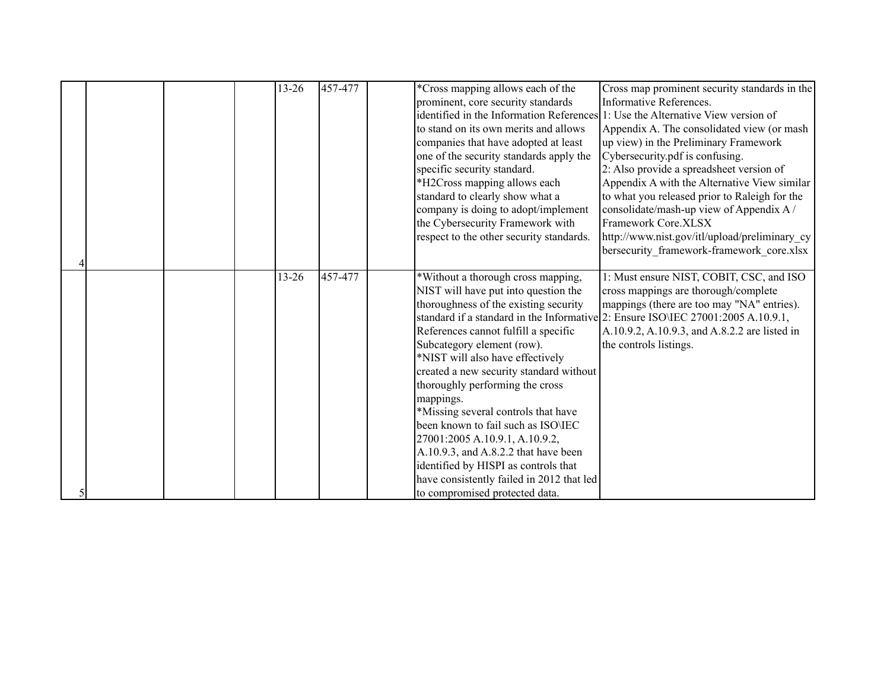| | | | | | | | | |
|---|---|---|---|---|---|---|---|---|
| 4 | | | | 13-26 | 457-477 | | *Cross mapping allows each of the prominent, core security standards identified in the Information References to stand on its own merits and allows companies that have adopted at least one of the security standards apply the specific security standard.<br>*H2Cross mapping allows each standard to clearly show what a company is doing to adopt/implement the Cybersecurity Framework with respect to the other security standards. | Cross map prominent security standards in the Informative References.<br>1: Use the Alternative View version of Appendix A. The consolidated view (or mash up view) in the Preliminary Framework Cybersecurity.pdf is confusing.<br>2: Also provide a spreadsheet version of Appendix A with the Alternative View similar to what you released prior to Raleigh for the consolidate/mash-up view of Appendix A / Framework Core.XLSX http://www.nist.gov/itl/upload/preliminary_cybersecurity_framework-framework_core.xlsx |
| 5 | | | | 13-26 | 457-477 | | *Without a thorough cross mapping, NIST will have put into question the thoroughness of the existing security standard if a standard in the Informative References cannot fulfill a specific Subcategory element (row).<br>*NIST will also have effectively created a new security standard without thoroughly performing the cross mappings.<br>*Missing several controls that have been known to fail such as ISO\IEC 27001:2005 A.10.9.1, A.10.9.2, A.10.9.3, and A.8.2.2 that have been identified by HISPI as controls that have consistently failed in 2012 that led to compromised protected data. | 1: Must ensure NIST, COBIT, CSC, and ISO cross mappings are thorough/complete mappings (there are too may "NA" entries).<br>2: Ensure ISO\IEC 27001:2005 A.10.9.1, A.10.9.2, A.10.9.3, and A.8.2.2 are listed in the controls listings. |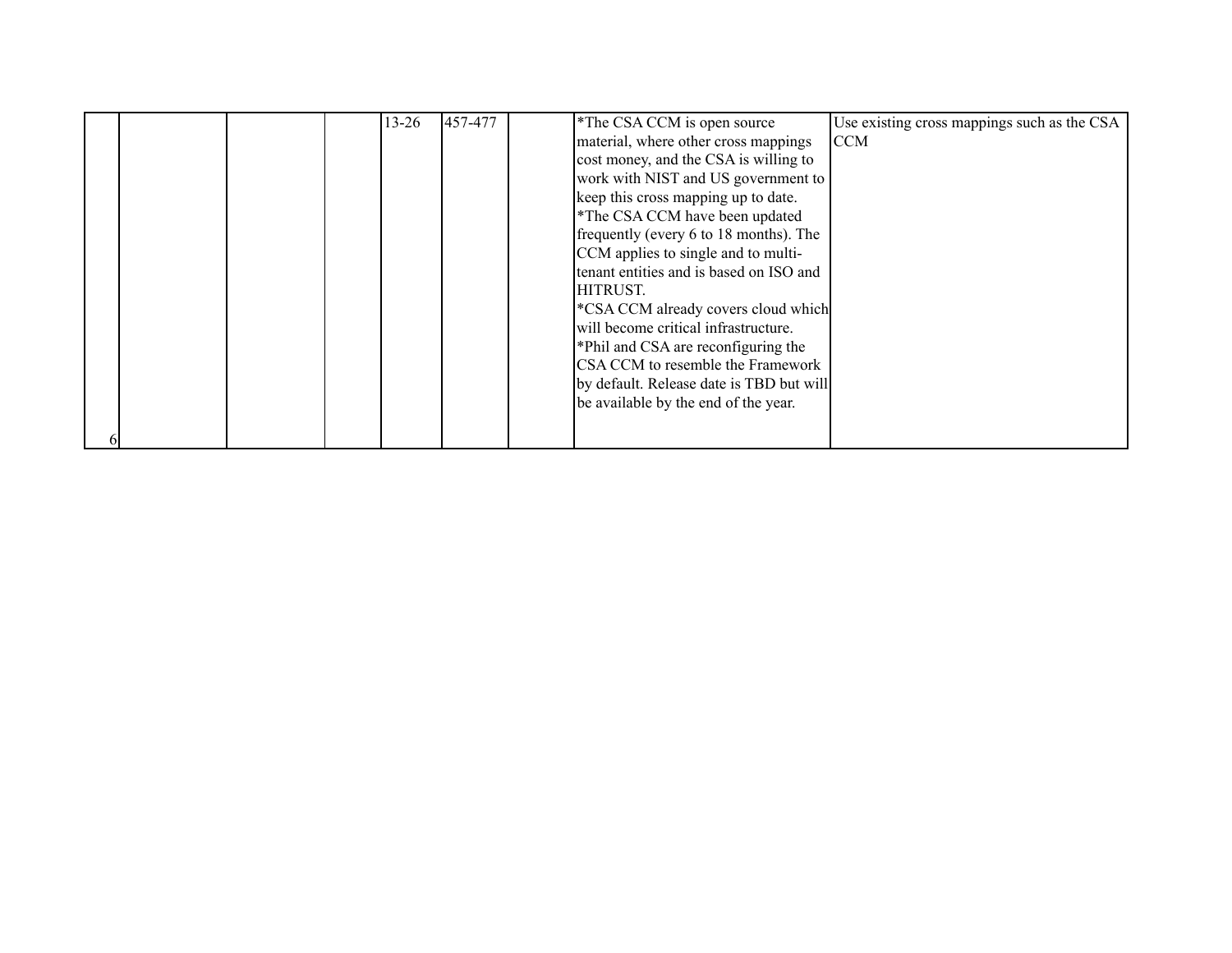| | | | | | | | | |
|---|---|---|---|---|---|---|---|---|
| 6 | | | | 13-26 | 457-477 | | *The CSA CCM is open source material, where other cross mappings cost money, and the CSA is willing to work with NIST and US government to keep this cross mapping up to date.<br>*The CSA CCM have been updated frequently (every 6 to 18 months). The CCM applies to single and to multi-tenant entities and is based on ISO and HITRUST.<br>*CSA CCM already covers cloud which will become critical infrastructure.<br>*Phil and CSA are reconfiguring the CSA CCM to resemble the Framework by default. Release date is TBD but will be available by the end of the year. | Use existing cross mappings such as the CSA CCM |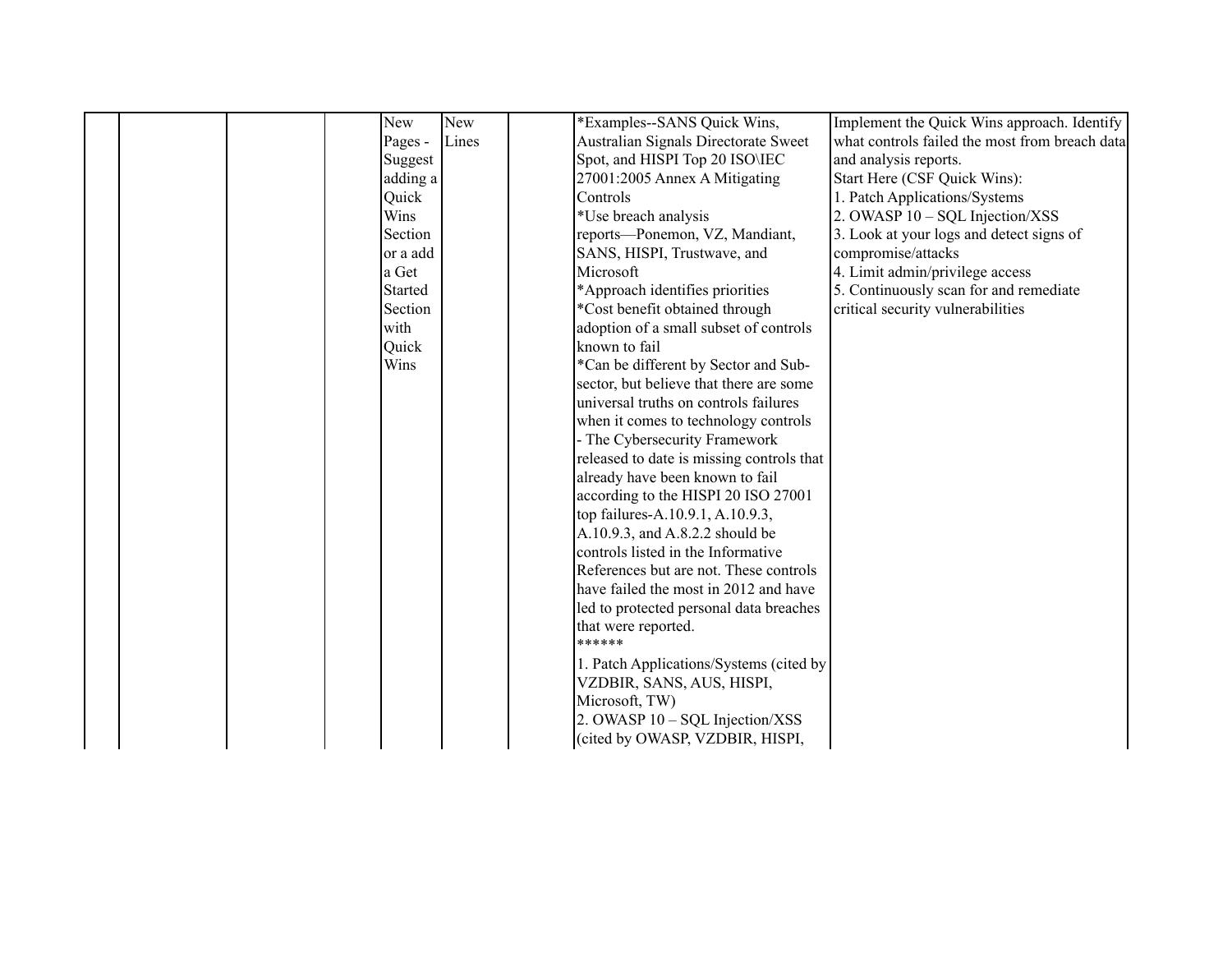|  |  |  |  | New Pages - Suggest adding a Quick Wins Section or a add a Get Started Section with Quick Wins | New Lines |  | *Examples--SANS Quick Wins, Australian Signals Directorate Sweet Spot, and HISPI Top 20 ISO\IEC 27001:2005 Annex A Mitigating Controls<br>*Use breach analysis reports—Ponemon, VZ, Mandiant, SANS, HISPI, Trustwave, and Microsoft<br>*Approach identifies priorities<br>*Cost benefit obtained through adoption of a small subset of controls known to fail<br>*Can be different by Sector and Sub-sector, but believe that there are some universal truths on controls failures when it comes to technology controls<br>- The Cybersecurity Framework released to date is missing controls that already have been known to fail according to the HISPI 20 ISO 27001 top failures-A.10.9.1, A.10.9.3, A.10.9.3, and A.8.2.2 should be controls listed in the Informative References but are not. These controls have failed the most in 2012 and have led to protected personal data breaches that were reported.<br>******<br>1. Patch Applications/Systems (cited by VZDBIR, SANS, AUS, HISPI, Microsoft, TW)<br>2. OWASP 10 – SQL Injection/XSS (cited by OWASP, VZDBIR, HISPI, | Implement the Quick Wins approach. Identify what controls failed the most from breach data and analysis reports.<br>Start Here (CSF Quick Wins):<br>1. Patch Applications/Systems<br>2. OWASP 10 – SQL Injection/XSS<br>3. Look at your logs and detect signs of compromise/attacks<br>4. Limit admin/privilege access<br>5. Continuously scan for and remediate critical security vulnerabilities |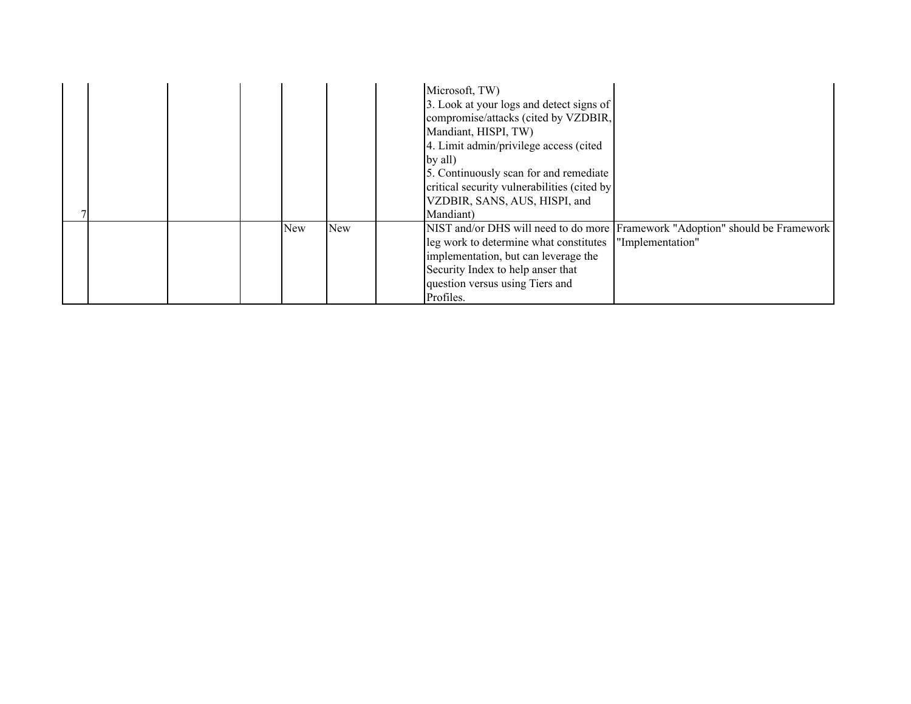| | | | | | | | | |
|---|---|---|---|---|---|---|---|---|
| 7 | | | | | | | Microsoft, TW)<br>3. Look at your logs and detect signs of compromise/attacks (cited by VZDBIR, Mandiant, HISPI, TW)<br>4. Limit admin/privilege access (cited by all)<br>5. Continuously scan for and remediate critical security vulnerabilities (cited by VZDBIR, SANS, AUS, HISPI, and Mandiant) | |
| | | | | New | New | | NIST and/or DHS will need to do more leg work to determine what constitutes implementation, but can leverage the Security Index to help anser that question versus using Tiers and Profiles. | Framework "Adoption" should be Framework "Implementation" |